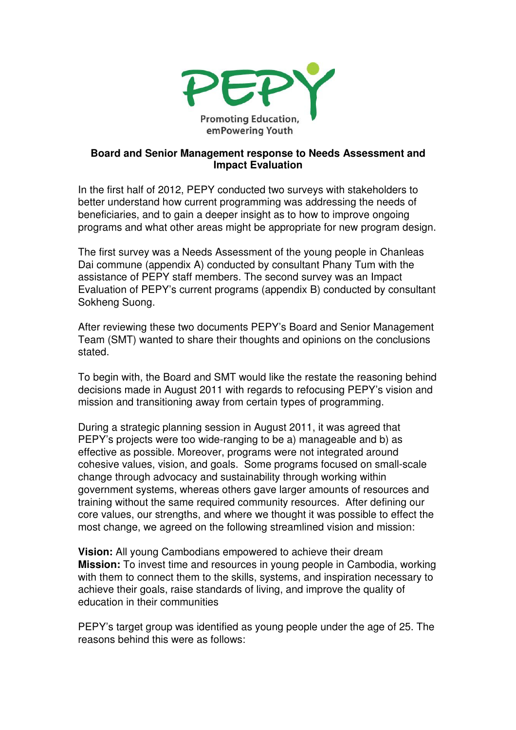PEPY

Promoting Education, emPowering Youth

**Board and Senior Management response to Needs Assessment and Impact Evaluation**

In the first half of 2012, PEPY conducted two surveys with stakeholders to better understand how current programming was addressing the needs of beneficiaries, and to gain a deeper insight as to how to improve ongoing programs and what other areas might be appropriate for new program design.

The first survey was a Needs Assessment of the young people in Chanleas Dai commune (appendix A) conducted by consultant Phany Tum with the assistance of PEPY staff members. The second survey was an Impact Evaluation of PEPY's current programs (appendix B) conducted by consultant Sokheng Suong.

After reviewing these two documents PEPY's Board and Senior Management Team (SMT) wanted to share their thoughts and opinions on the conclusions stated.

To begin with, the Board and SMT would like the restate the reasoning behind decisions made in August 2011 with regards to refocusing PEPY's vision and mission and transitioning away from certain types of programming.

During a strategic planning session in August 2011, it was agreed that PEPY's projects were too wide-ranging to be a) manageable and b) as effective as possible. Moreover, programs were not integrated around cohesive values, vision, and goals. Some programs focused on small-scale change through advocacy and sustainability through working within government systems, whereas others gave larger amounts of resources and training without the same required community resources. After defining our core values, our strengths, and where we thought it was possible to effect the most change, we agreed on the following streamlined vision and mission:

**Vision:** All young Cambodians empowered to achieve their dream
**Mission:** To invest time and resources in young people in Cambodia, working with them to connect them to the skills, systems, and inspiration necessary to achieve their goals, raise standards of living, and improve the quality of education in their communities

PEPY's target group was identified as young people under the age of 25. The reasons behind this were as follows: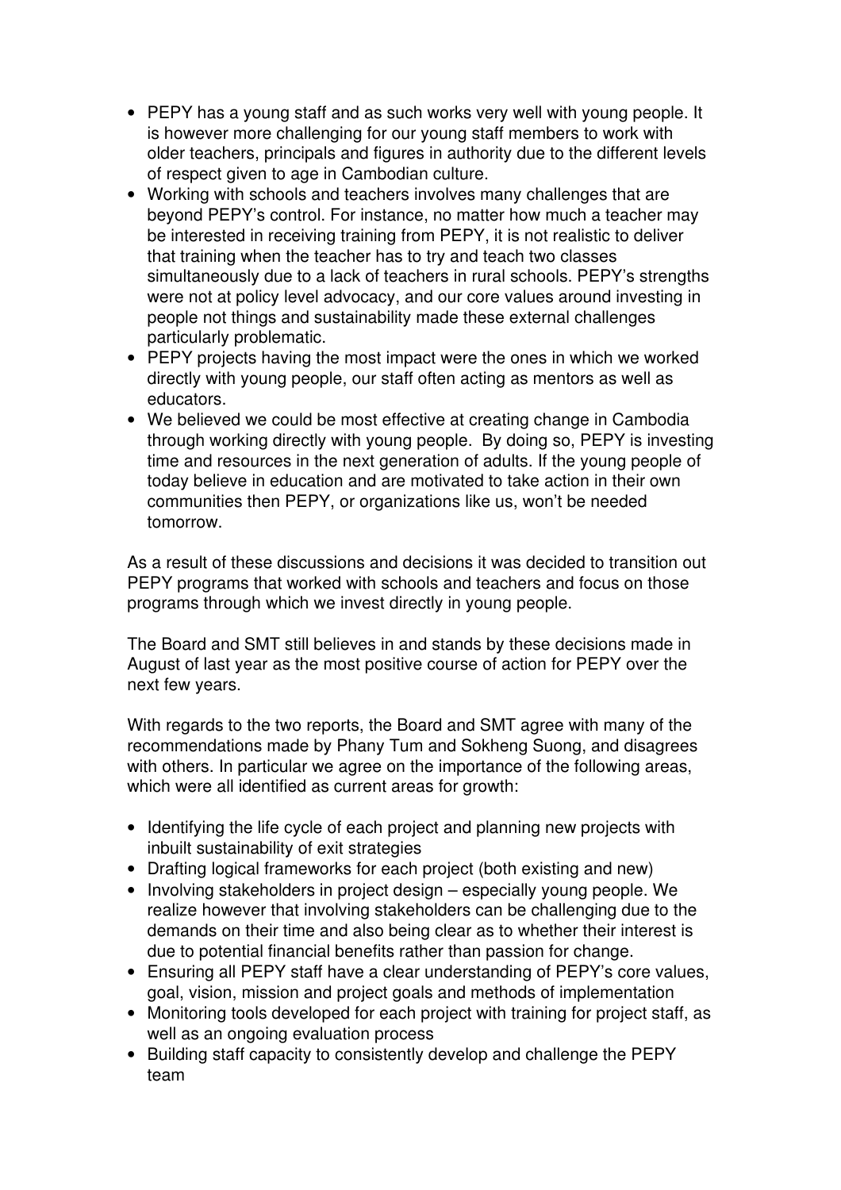- PEPY has a young staff and as such works very well with young people. It is however more challenging for our young staff members to work with older teachers, principals and figures in authority due to the different levels of respect given to age in Cambodian culture.
- Working with schools and teachers involves many challenges that are beyond PEPY's control. For instance, no matter how much a teacher may be interested in receiving training from PEPY, it is not realistic to deliver that training when the teacher has to try and teach two classes simultaneously due to a lack of teachers in rural schools. PEPY's strengths were not at policy level advocacy, and our core values around investing in people not things and sustainability made these external challenges particularly problematic.
- PEPY projects having the most impact were the ones in which we worked directly with young people, our staff often acting as mentors as well as educators.
- We believed we could be most effective at creating change in Cambodia through working directly with young people. By doing so, PEPY is investing time and resources in the next generation of adults. If the young people of today believe in education and are motivated to take action in their own communities then PEPY, or organizations like us, won't be needed tomorrow.

As a result of these discussions and decisions it was decided to transition out PEPY programs that worked with schools and teachers and focus on those programs through which we invest directly in young people.

The Board and SMT still believes in and stands by these decisions made in August of last year as the most positive course of action for PEPY over the next few years.

With regards to the two reports, the Board and SMT agree with many of the recommendations made by Phany Tum and Sokheng Suong, and disagrees with others. In particular we agree on the importance of the following areas, which were all identified as current areas for growth:

- Identifying the life cycle of each project and planning new projects with inbuilt sustainability of exit strategies
- Drafting logical frameworks for each project (both existing and new)
- Involving stakeholders in project design – especially young people. We realize however that involving stakeholders can be challenging due to the demands on their time and also being clear as to whether their interest is due to potential financial benefits rather than passion for change.
- Ensuring all PEPY staff have a clear understanding of PEPY's core values, goal, vision, mission and project goals and methods of implementation
- Monitoring tools developed for each project with training for project staff, as well as an ongoing evaluation process
- Building staff capacity to consistently develop and challenge the PEPY team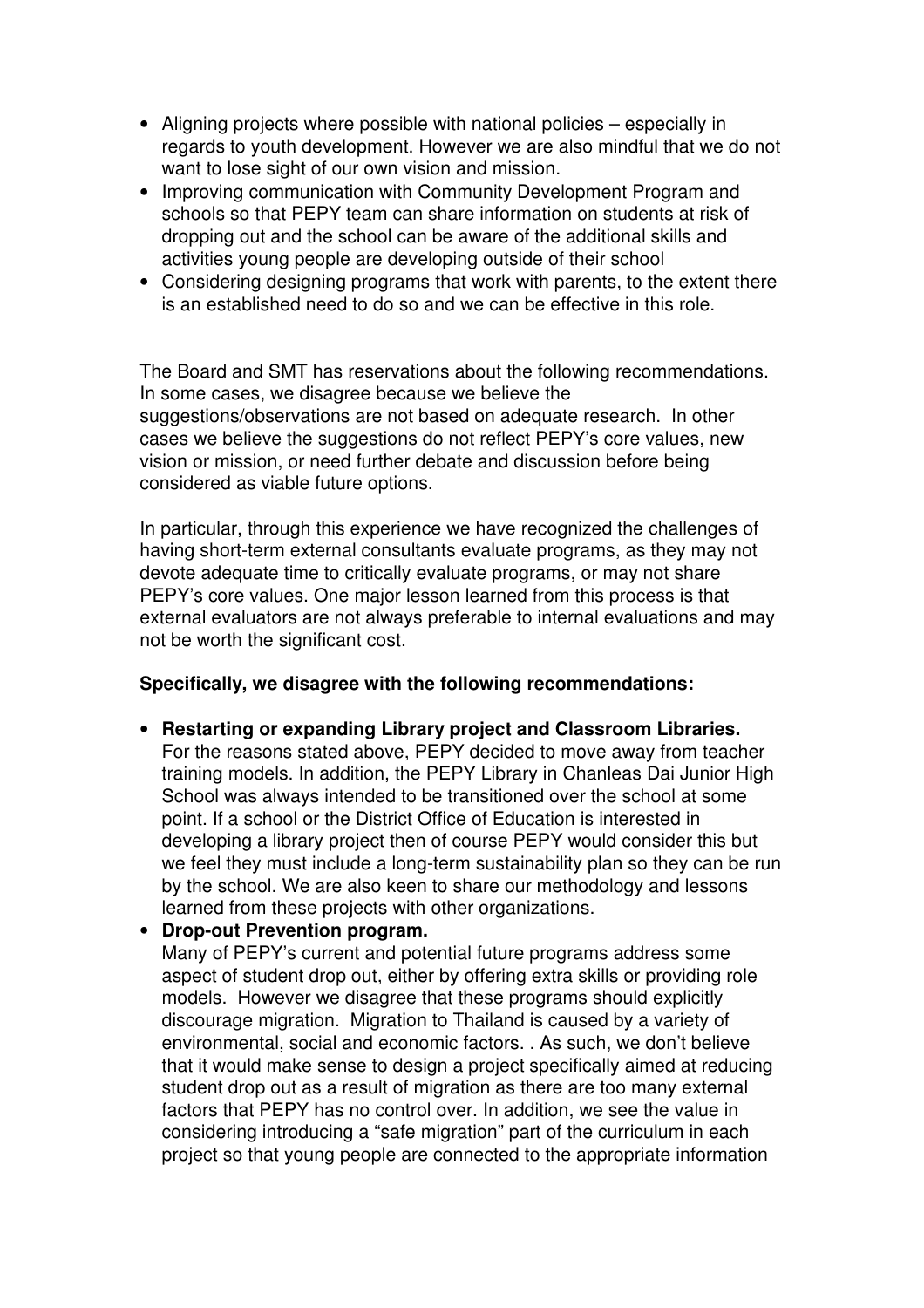- Aligning projects where possible with national policies – especially in regards to youth development. However we are also mindful that we do not want to lose sight of our own vision and mission.
- Improving communication with Community Development Program and schools so that PEPY team can share information on students at risk of dropping out and the school can be aware of the additional skills and activities young people are developing outside of their school
- Considering designing programs that work with parents, to the extent there is an established need to do so and we can be effective in this role.

The Board and SMT has reservations about the following recommendations. In some cases, we disagree because we believe the suggestions/observations are not based on adequate research. In other cases we believe the suggestions do not reflect PEPY's core values, new vision or mission, or need further debate and discussion before being considered as viable future options.

In particular, through this experience we have recognized the challenges of having short-term external consultants evaluate programs, as they may not devote adequate time to critically evaluate programs, or may not share PEPY's core values. One major lesson learned from this process is that external evaluators are not always preferable to internal evaluations and may not be worth the significant cost.

**Specifically, we disagree with the following recommendations:**

- **Restarting or expanding Library project and Classroom Libraries.** For the reasons stated above, PEPY decided to move away from teacher training models. In addition, the PEPY Library in Chanleas Dai Junior High School was always intended to be transitioned over the school at some point. If a school or the District Office of Education is interested in developing a library project then of course PEPY would consider this but we feel they must include a long-term sustainability plan so they can be run by the school. We are also keen to share our methodology and lessons learned from these projects with other organizations.
- **Drop-out Prevention program.** Many of PEPY's current and potential future programs address some aspect of student drop out, either by offering extra skills or providing role models. However we disagree that these programs should explicitly discourage migration. Migration to Thailand is caused by a variety of environmental, social and economic factors. . As such, we don't believe that it would make sense to design a project specifically aimed at reducing student drop out as a result of migration as there are too many external factors that PEPY has no control over. In addition, we see the value in considering introducing a "safe migration" part of the curriculum in each project so that young people are connected to the appropriate information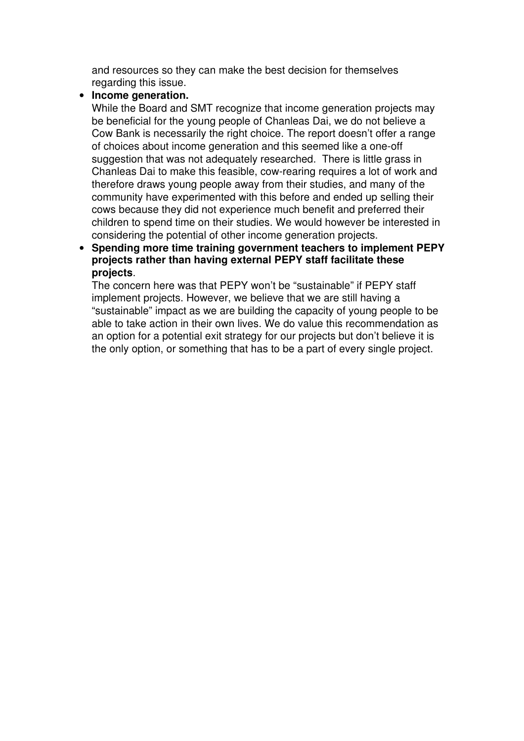and resources so they can make the best decision for themselves regarding this issue.

- **Income generation.**
  While the Board and SMT recognize that income generation projects may be beneficial for the young people of Chanleas Dai, we do not believe a Cow Bank is necessarily the right choice. The report doesn't offer a range of choices about income generation and this seemed like a one-off suggestion that was not adequately researched. There is little grass in Chanleas Dai to make this feasible, cow-rearing requires a lot of work and therefore draws young people away from their studies, and many of the community have experimented with this before and ended up selling their cows because they did not experience much benefit and preferred their children to spend time on their studies. We would however be interested in considering the potential of other income generation projects.
- **Spending more time training government teachers to implement PEPY projects rather than having external PEPY staff facilitate these projects**.
  The concern here was that PEPY won't be "sustainable" if PEPY staff implement projects. However, we believe that we are still having a "sustainable" impact as we are building the capacity of young people to be able to take action in their own lives. We do value this recommendation as an option for a potential exit strategy for our projects but don't believe it is the only option, or something that has to be a part of every single project.